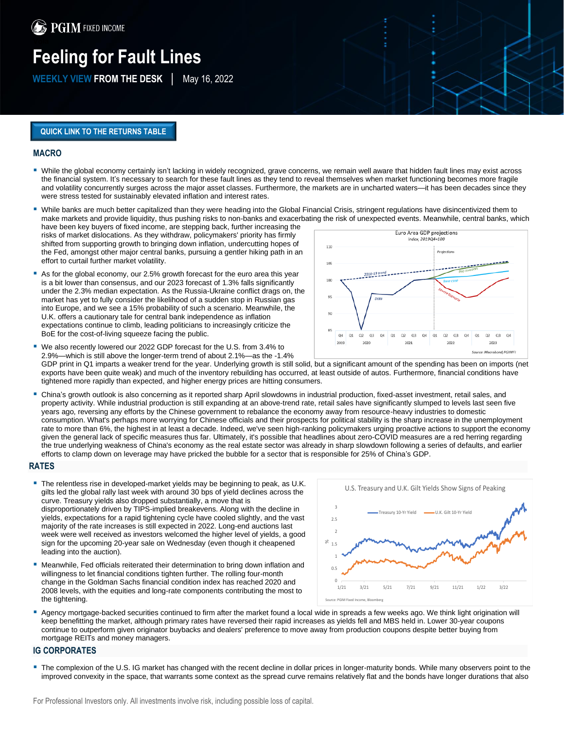PGIM FIXED INCOME

# Feeling for Fault Lines

**WEEKLY VIEW FROM THE DESK** | May 16, 2022

QUICK LINK TO THE RETURNS TABLE

## MACRO

- While the global economy certainly isn't lacking in widely recognized, grave concerns, we remain well aware that hidden fault lines may exist across the financial system. It's necessary to search for these fault lines as they tend to reveal themselves when market functioning becomes more fragile and volatility concurrently surges across the major asset classes. Furthermore, the markets are in uncharted waters—it has been decades since they were stress tested for sustainably elevated inflation and interest rates.
- While banks are much better capitalized than they were heading into the Global Financial Crisis, stringent regulations have disincentivized them to make markets and provide liquidity, thus pushing risks to non-banks and exacerbating the risk of unexpected events. Meanwhile, central banks, which have been key buyers of fixed income, are stepping back, further increasing the risks of market dislocations. As they withdraw, policymakers' priority has firmly shifted from supporting growth to bringing down inflation, undercutting hopes of the Fed, amongst other major central banks, pursuing a gentler hiking path in an effort to curtail further market volatility.
- As for the global economy, our 2.5% growth forecast for the euro area this year is a bit lower than consensus, and our 2023 forecast of 1.3% falls significantly under the 2.3% median expectation. As the Russia-Ukraine conflict drags on, the market has yet to fully consider the likelihood of a sudden stop in Russian gas into Europe, and we see a 15% probability of such a scenario. Meanwhile, the U.K. offers a cautionary tale for central bank independence as inflation expectations continue to climb, leading politicians to increasingly criticize the BoE for the cost-of-living squeeze facing the public.
- We also recently lowered our 2022 GDP forecast for the U.S. from 3.4% to 2.9%—which is still above the longer-term trend of about 2.1%—as the -1.4% GDP print in Q1 imparts a weaker trend for the year. Underlying growth is still solid, but a significant amount of the spending has been on imports (net exports have been quite weak) and much of the inventory rebuilding has occurred, at least outside of autos. Furthermore, financial conditions have tightened more rapidly than expected, and higher energy prices are hitting consumers.
- China's growth outlook is also concerning as it reported sharp April slowdowns in industrial production, fixed-asset investment, retail sales, and property activity. While industrial production is still expanding at an above-trend rate, retail sales have significantly slumped to levels last seen five years ago, reversing any efforts by the Chinese government to rebalance the economy away from resource-heavy industries to domestic consumption. What's perhaps more worrying for Chinese officials and their prospects for political stability is the sharp increase in the unemployment rate to more than 6%, the highest in at least a decade. Indeed, we've seen high-ranking policymakers urging proactive actions to support the economy given the general lack of specific measures thus far. Ultimately, it's possible that headlines about zero-COVID measures are a red herring regarding the true underlying weakness of China's economy as the real estate sector was already in sharp slowdown following a series of defaults, and earlier efforts to clamp down on leverage may have pricked the bubble for a sector that is responsible for 25% of China's GDP.

Euro Area GDP projections
Index, 2019Q4=100
Source: Macrobond, PGIM FI

## RATES

- The relentless rise in developed-market yields may be beginning to peak, as U.K. gilts led the global rally last week with around 30 bps of yield declines across the curve. Treasury yields also dropped substantially, a move that is disproportionately driven by TIPS-implied breakevens. Along with the decline in yields, expectations for a rapid tightening cycle have cooled slightly, and the vast majority of the rate increases is still expected in 2022. Long-end auctions last week were well received as investors welcomed the higher level of yields, a good sign for the upcoming 20-year sale on Wednesday (even though it cheapened leading into the auction).
- Meanwhile, Fed officials reiterated their determination to bring down inflation and willingness to let financial conditions tighten further. The rolling four-month change in the Goldman Sachs financial condition index has reached 2020 and 2008 levels, with the equities and long-rate components contributing the most to the tightening.
- Agency mortgage-backed securities continued to firm after the market found a local wide in spreads a few weeks ago. We think light origination will keep benefitting the market, although primary rates have reversed their rapid increases as yields fell and MBS held in. Lower 30-year coupons continue to outperform given originator buybacks and dealers' preference to move away from production coupons despite better buying from mortgage REITs and money managers.

U.S. Treasury and U.K. Gilt Yields Show Signs of Peaking
Source: PGIM Fixed Income, Bloomberg

## IG CORPORATES

- The complexion of the U.S. IG market has changed with the recent decline in dollar prices in longer-maturity bonds. While many observers point to the improved convexity in the space, that warrants some context as the spread curve remains relatively flat and the bonds have longer durations that also

For Professional Investors only. All investments involve risk, including possible loss of capital.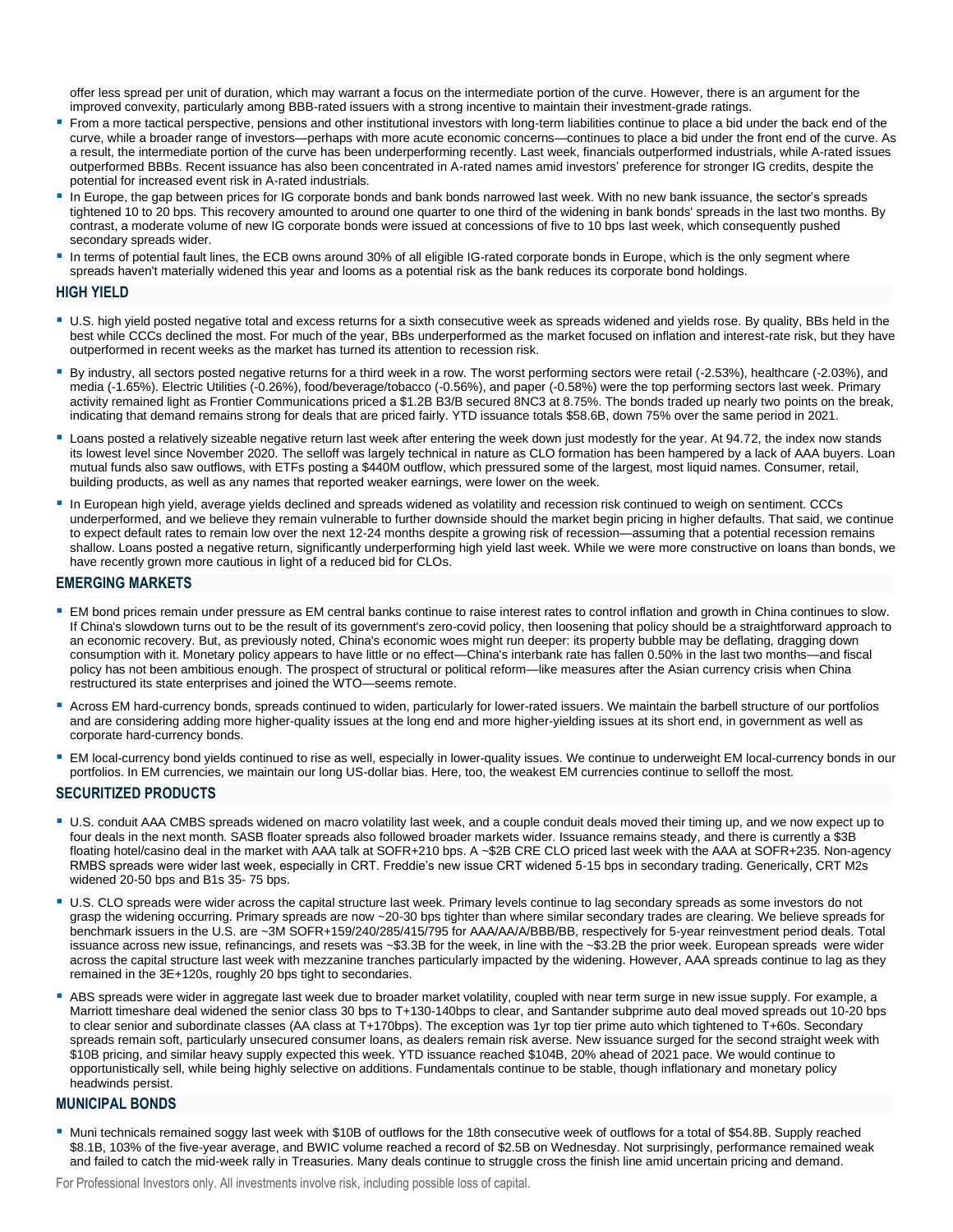offer less spread per unit of duration, which may warrant a focus on the intermediate portion of the curve. However, there is an argument for the improved convexity, particularly among BBB-rated issuers with a strong incentive to maintain their investment-grade ratings.

- From a more tactical perspective, pensions and other institutional investors with long-term liabilities continue to place a bid under the back end of the curve, while a broader range of investors—perhaps with more acute economic concerns—continues to place a bid under the front end of the curve. As a result, the intermediate portion of the curve has been underperforming recently. Last week, financials outperformed industrials, while A-rated issues outperformed BBBs. Recent issuance has also been concentrated in A-rated names amid investors' preference for stronger IG credits, despite the potential for increased event risk in A-rated industrials.
- In Europe, the gap between prices for IG corporate bonds and bank bonds narrowed last week. With no new bank issuance, the sector's spreads tightened 10 to 20 bps. This recovery amounted to around one quarter to one third of the widening in bank bonds' spreads in the last two months. By contrast, a moderate volume of new IG corporate bonds were issued at concessions of five to 10 bps last week, which consequently pushed secondary spreads wider.
- In terms of potential fault lines, the ECB owns around 30% of all eligible IG-rated corporate bonds in Europe, which is the only segment where spreads haven't materially widened this year and looms as a potential risk as the bank reduces its corporate bond holdings.

## HIGH YIELD

- U.S. high yield posted negative total and excess returns for a sixth consecutive week as spreads widened and yields rose. By quality, BBs held in the best while CCCs declined the most. For much of the year, BBs underperformed as the market focused on inflation and interest-rate risk, but they have outperformed in recent weeks as the market has turned its attention to recession risk.
- By industry, all sectors posted negative returns for a third week in a row. The worst performing sectors were retail (-2.53%), healthcare (-2.03%), and media (-1.65%). Electric Utilities (-0.26%), food/beverage/tobacco (-0.56%), and paper (-0.58%) were the top performing sectors last week. Primary activity remained light as Frontier Communications priced a $1.2B B3/B secured 8NC3 at 8.75%. The bonds traded up nearly two points on the break, indicating that demand remains strong for deals that are priced fairly. YTD issuance totals $58.6B, down 75% over the same period in 2021.
- Loans posted a relatively sizeable negative return last week after entering the week down just modestly for the year. At 94.72, the index now stands its lowest level since November 2020. The selloff was largely technical in nature as CLO formation has been hampered by a lack of AAA buyers. Loan mutual funds also saw outflows, with ETFs posting a $440M outflow, which pressured some of the largest, most liquid names. Consumer, retail, building products, as well as any names that reported weaker earnings, were lower on the week.
- In European high yield, average yields declined and spreads widened as volatility and recession risk continued to weigh on sentiment. CCCs underperformed, and we believe they remain vulnerable to further downside should the market begin pricing in higher defaults. That said, we continue to expect default rates to remain low over the next 12-24 months despite a growing risk of recession—assuming that a potential recession remains shallow. Loans posted a negative return, significantly underperforming high yield last week. While we were more constructive on loans than bonds, we have recently grown more cautious in light of a reduced bid for CLOs.

## EMERGING MARKETS

- EM bond prices remain under pressure as EM central banks continue to raise interest rates to control inflation and growth in China continues to slow. If China's slowdown turns out to be the result of its government's zero-covid policy, then loosening that policy should be a straightforward approach to an economic recovery. But, as previously noted, China's economic woes might run deeper: its property bubble may be deflating, dragging down consumption with it. Monetary policy appears to have little or no effect—China's interbank rate has fallen 0.50% in the last two months—and fiscal policy has not been ambitious enough. The prospect of structural or political reform—like measures after the Asian currency crisis when China restructured its state enterprises and joined the WTO—seems remote.
- Across EM hard-currency bonds, spreads continued to widen, particularly for lower-rated issuers. We maintain the barbell structure of our portfolios and are considering adding more higher-quality issues at the long end and more higher-yielding issues at its short end, in government as well as corporate hard-currency bonds.
- EM local-currency bond yields continued to rise as well, especially in lower-quality issues. We continue to underweight EM local-currency bonds in our portfolios. In EM currencies, we maintain our long US-dollar bias. Here, too, the weakest EM currencies continue to selloff the most.

## SECURITIZED PRODUCTS

- U.S. conduit AAA CMBS spreads widened on macro volatility last week, and a couple conduit deals moved their timing up, and we now expect up to four deals in the next month. SASB floater spreads also followed broader markets wider. Issuance remains steady, and there is currently a $3B floating hotel/casino deal in the market with AAA talk at SOFR+210 bps. A ~$2B CRE CLO priced last week with the AAA at SOFR+235. Non-agency RMBS spreads were wider last week, especially in CRT. Freddie's new issue CRT widened 5-15 bps in secondary trading. Generically, CRT M2s widened 20-50 bps and B1s 35- 75 bps.
- U.S. CLO spreads were wider across the capital structure last week. Primary levels continue to lag secondary spreads as some investors do not grasp the widening occurring. Primary spreads are now ~20-30 bps tighter than where similar secondary trades are clearing. We believe spreads for benchmark issuers in the U.S. are ~3M SOFR+159/240/285/415/795 for AAA/AA/A/BBB/BB, respectively for 5-year reinvestment period deals. Total issuance across new issue, refinancings, and resets was ~$3.3B for the week, in line with the ~$3.2B the prior week. European spreads were wider across the capital structure last week with mezzanine tranches particularly impacted by the widening. However, AAA spreads continue to lag as they remained in the 3E+120s, roughly 20 bps tight to secondaries.
- ABS spreads were wider in aggregate last week due to broader market volatility, coupled with near term surge in new issue supply. For example, a Marriott timeshare deal widened the senior class 30 bps to T+130-140bps to clear, and Santander subprime auto deal moved spreads out 10-20 bps to clear senior and subordinate classes (AA class at T+170bps). The exception was 1yr top tier prime auto which tightened to T+60s. Secondary spreads remain soft, particularly unsecured consumer loans, as dealers remain risk averse. New issuance surged for the second straight week with $10B pricing, and similar heavy supply expected this week. YTD issuance reached $104B, 20% ahead of 2021 pace. We would continue to opportunistically sell, while being highly selective on additions. Fundamentals continue to be stable, though inflationary and monetary policy headwinds persist.

## MUNICIPAL BONDS

- Muni technicals remained soggy last week with $10B of outflows for the 18th consecutive week of outflows for a total of $54.8B. Supply reached $8.1B, 103% of the five-year average, and BWIC volume reached a record of $2.5B on Wednesday. Not surprisingly, performance remained weak and failed to catch the mid-week rally in Treasuries. Many deals continue to struggle cross the finish line amid uncertain pricing and demand.

For Professional Investors only. All investments involve risk, including possible loss of capital.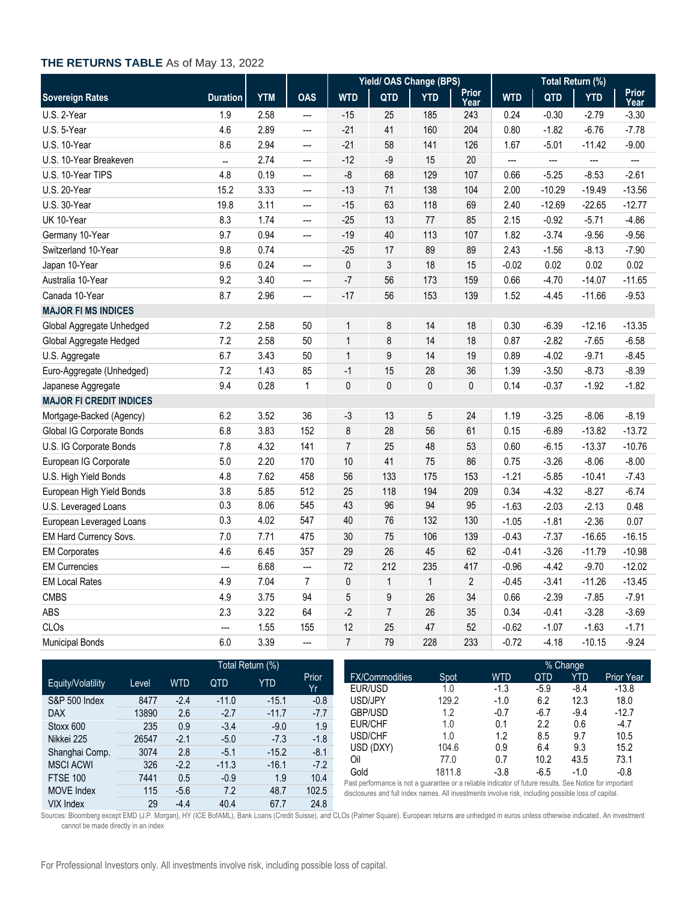## THE RETURNS TABLE As of May 13, 2022

| Sovereign Rates | Duration | YTM | OAS | Yield/ OAS Change (BPS) WTD | QTD | YTD | Prior Year | Total Return (%) WTD | QTD | YTD | Prior Year |
|---|---|---|---|---|---|---|---|---|---|---|---|
| U.S. 2-Year | 1.9 | 2.58 | --- | -15 | 25 | 185 | 243 | 0.24 | -0.30 | -2.79 | -3.30 |
| U.S. 5-Year | 4.6 | 2.89 | --- | -21 | 41 | 160 | 204 | 0.80 | -1.82 | -6.76 | -7.78 |
| U.S. 10-Year | 8.6 | 2.94 | --- | -21 | 58 | 141 | 126 | 1.67 | -5.01 | -11.42 | -9.00 |
| U.S. 10-Year Breakeven | -- | 2.74 | --- | -12 | -9 | 15 | 20 | --- | --- | --- | --- |
| U.S. 10-Year TIPS | 4.8 | 0.19 | --- | -8 | 68 | 129 | 107 | 0.66 | -5.25 | -8.53 | -2.61 |
| U.S. 20-Year | 15.2 | 3.33 | --- | -13 | 71 | 138 | 104 | 2.00 | -10.29 | -19.49 | -13.56 |
| U.S. 30-Year | 19.8 | 3.11 | --- | -15 | 63 | 118 | 69 | 2.40 | -12.69 | -22.65 | -12.77 |
| UK 10-Year | 8.3 | 1.74 | --- | -25 | 13 | 77 | 85 | 2.15 | -0.92 | -5.71 | -4.86 |
| Germany 10-Year | 9.7 | 0.94 | --- | -19 | 40 | 113 | 107 | 1.82 | -3.74 | -9.56 | -9.56 |
| Switzerland 10-Year | 9.8 | 0.74 | | -25 | 17 | 89 | 89 | 2.43 | -1.56 | -8.13 | -7.90 |
| Japan 10-Year | 9.6 | 0.24 | --- | 0 | 3 | 18 | 15 | -0.02 | 0.02 | 0.02 | 0.02 |
| Australia 10-Year | 9.2 | 3.40 | --- | -7 | 56 | 173 | 159 | 0.66 | -4.70 | -14.07 | -11.65 |
| Canada 10-Year | 8.7 | 2.96 | --- | -17 | 56 | 153 | 139 | 1.52 | -4.45 | -11.66 | -9.53 |
| **MAJOR FI MS INDICES** | | | | | | | | | | | |
| Global Aggregate Unhedged | 7.2 | 2.58 | 50 | 1 | 8 | 14 | 18 | 0.30 | -6.39 | -12.16 | -13.35 |
| Global Aggregate Hedged | 7.2 | 2.58 | 50 | 1 | 8 | 14 | 18 | 0.87 | -2.82 | -7.65 | -6.58 |
| U.S. Aggregate | 6.7 | 3.43 | 50 | 1 | 9 | 14 | 19 | 0.89 | -4.02 | -9.71 | -8.45 |
| Euro-Aggregate (Unhedged) | 7.2 | 1.43 | 85 | -1 | 15 | 28 | 36 | 1.39 | -3.50 | -8.73 | -8.39 |
| Japanese Aggregate | 9.4 | 0.28 | 1 | 0 | 0 | 0 | 0 | 0.14 | -0.37 | -1.92 | -1.82 |
| **MAJOR FI CREDIT INDICES** | | | | | | | | | | | |
| Mortgage-Backed (Agency) | 6.2 | 3.52 | 36 | -3 | 13 | 5 | 24 | 1.19 | -3.25 | -8.06 | -8.19 |
| Global IG Corporate Bonds | 6.8 | 3.83 | 152 | 8 | 28 | 56 | 61 | 0.15 | -6.89 | -13.82 | -13.72 |
| U.S. IG Corporate Bonds | 7.8 | 4.32 | 141 | 7 | 25 | 48 | 53 | 0.60 | -6.15 | -13.37 | -10.76 |
| European IG Corporate | 5.0 | 2.20 | 170 | 10 | 41 | 75 | 86 | 0.75 | -3.26 | -8.06 | -8.00 |
| U.S. High Yield Bonds | 4.8 | 7.62 | 458 | 56 | 133 | 175 | 153 | -1.21 | -5.85 | -10.41 | -7.43 |
| European High Yield Bonds | 3.8 | 5.85 | 512 | 25 | 118 | 194 | 209 | 0.34 | -4.32 | -8.27 | -6.74 |
| U.S. Leveraged Loans | 0.3 | 8.06 | 545 | 43 | 96 | 94 | 95 | -1.63 | -2.03 | -2.13 | 0.48 |
| European Leveraged Loans | 0.3 | 4.02 | 547 | 40 | 76 | 132 | 130 | -1.05 | -1.81 | -2.36 | 0.07 |
| EM Hard Currency Sovs. | 7.0 | 7.71 | 475 | 30 | 75 | 106 | 139 | -0.43 | -7.37 | -16.65 | -16.15 |
| EM Corporates | 4.6 | 6.45 | 357 | 29 | 26 | 45 | 62 | -0.41 | -3.26 | -11.79 | -10.98 |
| EM Currencies | --- | 6.68 | --- | 72 | 212 | 235 | 417 | -0.96 | -4.42 | -9.70 | -12.02 |
| EM Local Rates | 4.9 | 7.04 | 7 | 0 | 1 | 1 | 2 | -0.45 | -3.41 | -11.26 | -13.45 |
| CMBS | 4.9 | 3.75 | 94 | 5 | 9 | 26 | 34 | 0.66 | -2.39 | -7.85 | -7.91 |
| ABS | 2.3 | 3.22 | 64 | -2 | 7 | 26 | 35 | 0.34 | -0.41 | -3.28 | -3.69 |
| CLOs | --- | 1.55 | 155 | 12 | 25 | 47 | 52 | -0.62 | -1.07 | -1.63 | -1.71 |
| Municipal Bonds | 6.0 | 3.39 | --- | 7 | 79 | 228 | 233 | -0.72 | -4.18 | -10.15 | -9.24 |

| Equity/Volatility | Level | Total Return (%) WTD | QTD | YTD | Prior Yr |
|---|---|---|---|---|---|
| S&P 500 Index | 8477 | -2.4 | -11.0 | -15.1 | -0.8 |
| DAX | 13890 | 2.6 | -2.7 | -11.7 | -7.7 |
| Stoxx 600 | 235 | 0.9 | -3.4 | -9.0 | 1.9 |
| Nikkei 225 | 26547 | -2.1 | -5.0 | -7.3 | -1.8 |
| Shanghai Comp. | 3074 | 2.8 | -5.1 | -15.2 | -8.1 |
| MSCI ACWI | 326 | -2.2 | -11.3 | -16.1 | -7.2 |
| FTSE 100 | 7441 | 0.5 | -0.9 | 1.9 | 10.4 |
| MOVE Index | 115 | -5.6 | 7.2 | 48.7 | 102.5 |
| VIX Index | 29 | -4.4 | 40.4 | 67.7 | 24.8 |

| FX/Commodities | Spot | % Change WTD | QTD | YTD | Prior Year |
|---|---|---|---|---|---|
| EUR/USD | 1.0 | -1.3 | -5.9 | -8.4 | -13.8 |
| USD/JPY | 129.2 | -1.0 | 6.2 | 12.3 | 18.0 |
| GBP/USD | 1.2 | -0.7 | -6.7 | -9.4 | -12.7 |
| EUR/CHF | 1.0 | 0.1 | 2.2 | 0.6 | -4.7 |
| USD/CHF | 1.0 | 1.2 | 8.5 | 9.7 | 10.5 |
| USD (DXY) | 104.6 | 0.9 | 6.4 | 9.3 | 15.2 |
| Oil | 77.0 | 0.7 | 10.2 | 43.5 | 73.1 |
| Gold | 1811.8 | -3.8 | -6.5 | -1.0 | -0.8 |

Past performance is not a guarantee or a reliable indicator of future results. See Notice for important disclosures and full index names. All investments involve risk, including possible loss of capital.

Sources: Bloomberg except EMD (J.P. Morgan), HY (ICE BofAML), Bank Loans (Credit Suisse), and CLOs (Palmer Square). European returns are unhedged in euros unless otherwise indicated. An investment cannot be made directly in an index

For Professional Investors only. All investments involve risk, including possible loss of capital.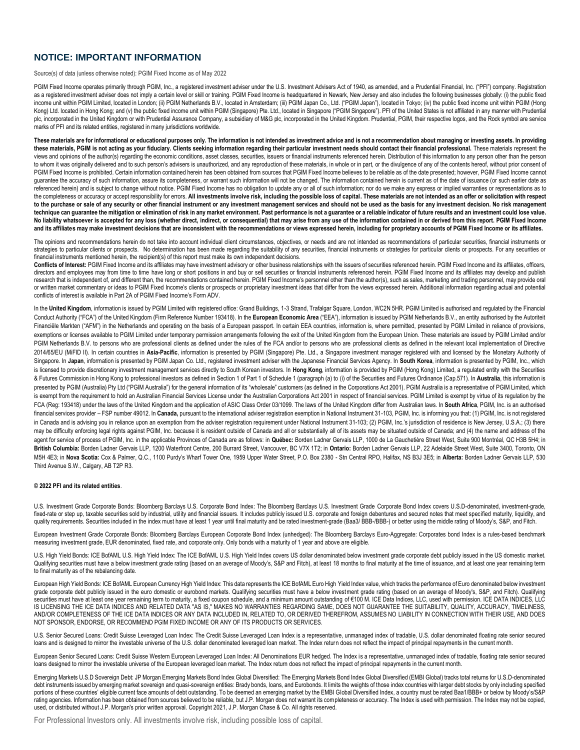## NOTICE: IMPORTANT INFORMATION

Source(s) of data (unless otherwise noted): PGIM Fixed Income as of May 2022

PGIM Fixed Income operates primarily through PGIM, Inc., a registered investment adviser under the U.S. Investment Advisers Act of 1940, as amended, and a Prudential Financial, Inc. ("PFI") company. Registration as a registered investment adviser does not imply a certain level or skill or training. PGIM Fixed Income is headquartered in Newark, New Jersey and also includes the following businesses globally: (i) the public fixed income unit within PGIM Limited, located in London; (ii) PGIM Netherlands B.V., located in Amsterdam; (iii) PGIM Japan Co., Ltd. ("PGIM Japan"), located in Tokyo; (iv) the public fixed income unit within PGIM (Hong Kong) Ltd. located in Hong Kong; and (v) the public fixed income unit within PGIM (Singapore) Pte. Ltd., located in Singapore ("PGIM Singapore"). PFI of the United States is not affiliated in any manner with Prudential plc, incorporated in the United Kingdom or with Prudential Assurance Company, a subsidiary of M&G plc, incorporated in the United Kingdom. Prudential, PGIM, their respective logos, and the Rock symbol are service marks of PFI and its related entities, registered in many jurisdictions worldwide.

**These materials are for informational or educational purposes only. The information is not intended as investment advice and is not a recommendation about managing or investing assets. In providing these materials, PGIM is not acting as your fiduciary. Clients seeking information regarding their particular investment needs should contact their financial professional.** These materials represent the views and opinions of the author(s) regarding the economic conditions, asset classes, securities, issuers or financial instruments referenced herein. Distribution of this information to any person other than the person to whom it was originally delivered and to such person's advisers is unauthorized, and any reproduction of these materials, in whole or in part, or the divulgence of any of the contents hereof, without prior consent of PGIM Fixed Income is prohibited. Certain information contained herein has been obtained from sources that PGIM Fixed Income believes to be reliable as of the date presented; however, PGIM Fixed Income cannot guarantee the accuracy of such information, assure its completeness, or warrant such information will not be changed. The information contained herein is current as of the date of issuance (or such earlier date as referenced herein) and is subject to change without notice. PGIM Fixed Income has no obligation to update any or all of such information; nor do we make any express or implied warranties or representations as to the completeness or accuracy or accept responsibility for errors. **All investments involve risk, including the possible loss of capital. These materials are not intended as an offer or solicitation with respect to the purchase or sale of any security or other financial instrument or any investment management services and should not be used as the basis for any investment decision. No risk management technique can guarantee the mitigation or elimination of risk in any market environment. Past performance is not a guarantee or a reliable indicator of future results and an investment could lose value. No liability whatsoever is accepted for any loss (whether direct, indirect, or consequential) that may arise from any use of the information contained in or derived from this report. PGIM Fixed Income and its affiliates may make investment decisions that are inconsistent with the recommendations or views expressed herein, including for proprietary accounts of PGIM Fixed Income or its affiliates.**

The opinions and recommendations herein do not take into account individual client circumstances, objectives, or needs and are not intended as recommendations of particular securities, financial instruments or strategies to particular clients or prospects. No determination has been made regarding the suitability of any securities, financial instruments or strategies for particular clients or prospects. For any securities or financial instruments mentioned herein, the recipient(s) of this report must make its own independent decisions.

**Conflicts of Interest:** PGIM Fixed Income and its affiliates may have investment advisory or other business relationships with the issuers of securities referenced herein. PGIM Fixed Income and its affiliates, officers, directors and employees may from time to time have long or short positions in and buy or sell securities or financial instruments referenced herein. PGIM Fixed Income and its affiliates may develop and publish research that is independent of, and different than, the recommendations contained herein. PGIM Fixed Income's personnel other than the author(s), such as sales, marketing and trading personnel, may provide oral or written market commentary or ideas to PGIM Fixed Income's clients or prospects or proprietary investment ideas that differ from the views expressed herein. Additional information regarding actual and potential conflicts of interest is available in Part 2A of PGIM Fixed Income's Form ADV.

In the **United Kingdom**, information is issued by PGIM Limited with registered office: Grand Buildings, 1-3 Strand, Trafalgar Square, London, WC2N 5HR. PGIM Limited is authorised and regulated by the Financial Conduct Authority ("FCA") of the United Kingdom (Firm Reference Number 193418). In the **European Economic Area** ("EEA"), information is issued by PGIM Netherlands B.V., an entity authorised by the Autoriteit Financiële Markten ("AFM") in the Netherlands and operating on the basis of a European passport. In certain EEA countries, information is, where permitted, presented by PGIM Limited in reliance of provisions, exemptions or licenses available to PGIM Limited under temporary permission arrangements following the exit of the United Kingdom from the European Union. These materials are issued by PGIM Limited and/or PGIM Netherlands B.V. to persons who are professional clients as defined under the rules of the FCA and/or to persons who are professional clients as defined in the relevant local implementation of Directive 2014/65/EU (MiFID II). In certain countries in **Asia-Pacific**, information is presented by PGIM (Singapore) Pte. Ltd., a Singapore investment manager registered with and licensed by the Monetary Authority of Singapore. In **Japan**, information is presented by PGIM Japan Co. Ltd., registered investment adviser with the Japanese Financial Services Agency. In **South Korea**, information is presented by PGIM, Inc., which is licensed to provide discretionary investment management services directly to South Korean investors. In **Hong Kong**, information is provided by PGIM (Hong Kong) Limited, a regulated entity with the Securities & Futures Commission in Hong Kong to professional investors as defined in Section 1 of Part 1 of Schedule 1 (paragraph (a) to (i) of the Securities and Futures Ordinance (Cap.571). In **Australia**, this information is presented by PGIM (Australia) Pty Ltd ("PGIM Australia") for the general information of its "wholesale" customers (as defined in the Corporations Act 2001). PGIM Australia is a representative of PGIM Limited, which is exempt from the requirement to hold an Australian Financial Services License under the Australian Corporations Act 2001 in respect of financial services. PGIM Limited is exempt by virtue of its regulation by the FCA (Reg: 193418) under the laws of the United Kingdom and the application of ASIC Class Order 03/1099. The laws of the United Kingdom differ from Australian laws. In **South Africa**, PGIM, Inc. is an authorised financial services provider – FSP number 49012. In **Canada,** pursuant to the international adviser registration exemption in National Instrument 31-103, PGIM, Inc. is informing you that: (1) PGIM, Inc. is not registered in Canada and is advising you in reliance upon an exemption from the adviser registration requirement under National Instrument 31-103; (2) PGIM, Inc.'s jurisdiction of residence is New Jersey, U.S.A.; (3) there may be difficulty enforcing legal rights against PGIM, Inc. because it is resident outside of Canada and all or substantially all of its assets may be situated outside of Canada; and (4) the name and address of the agent for service of process of PGIM, Inc. in the applicable Provinces of Canada are as follows: in **Québec:** Borden Ladner Gervais LLP, 1000 de La Gauchetière Street West, Suite 900 Montréal, QC H3B 5H4; in **British Columbia:** Borden Ladner Gervais LLP, 1200 Waterfront Centre, 200 Burrard Street, Vancouver, BC V7X 1T2; in **Ontario:** Borden Ladner Gervais LLP, 22 Adelaide Street West, Suite 3400, Toronto, ON M5H 4E3; in **Nova Scotia:** Cox & Palmer, Q.C., 1100 Purdy's Wharf Tower One, 1959 Upper Water Street, P.O. Box 2380 - Stn Central RPO, Halifax, NS B3J 3E5; in **Alberta:** Borden Ladner Gervais LLP, 530 Third Avenue S.W., Calgary, AB T2P R3.

**© 2022 PFI and its related entities**.

U.S. Investment Grade Corporate Bonds: Bloomberg Barclays U.S. Corporate Bond Index: The Bloomberg Barclays U.S. Investment Grade Corporate Bond Index covers U.S.D-denominated, investment-grade, fixed-rate or step up, taxable securities sold by industrial, utility and financial issuers. It includes publicly issued U.S. corporate and foreign debentures and secured notes that meet specified maturity, liquidity, and quality requirements. Securities included in the index must have at least 1 year until final maturity and be rated investment-grade (Baa3/ BBB-/BBB-) or better using the middle rating of Moody's, S&P, and Fitch.

European Investment Grade Corporate Bonds: Bloomberg Barclays European Corporate Bond Index (unhedged): The Bloomberg Barclays Euro-Aggregate: Corporates bond Index is a rules-based benchmark measuring investment grade, EUR denominated, fixed rate, and corporate only. Only bonds with a maturity of 1 year and above are eligible.

U.S. High Yield Bonds: ICE BofAML U.S. High Yield Index: The ICE BofAML U.S. High Yield Index covers US dollar denominated below investment grade corporate debt publicly issued in the US domestic market. Qualifying securities must have a below investment grade rating (based on an average of Moody's, S&P and Fitch), at least 18 months to final maturity at the time of issuance, and at least one year remaining term to final maturity as of the rebalancing date.

European High Yield Bonds: ICE BofAML European Currency High Yield Index: This data represents the ICE BofAML Euro High Yield Index value, which tracks the performance of Euro denominated below investment grade corporate debt publicly issued in the euro domestic or eurobond markets. Qualifying securities must have a below investment grade rating (based on an average of Moody's, S&P, and Fitch). Qualifying securities must have at least one year remaining term to maturity, a fixed coupon schedule, and a minimum amount outstanding of €100 M. ICE Data Indices, LLC, used with permission. ICE DATA INDICES, LLC IS LICENSING THE ICE DATA INDICES AND RELATED DATA "AS IS," MAKES NO WARRANTIES REGARDING SAME, DOES NOT GUARANTEE THE SUITABILITY, QUALITY, ACCURACY, TIMELINESS, AND/OR COMPLETENESS OF THE ICE DATA INDICES OR ANY DATA INCLUDED IN, RELATED TO, OR DERIVED THEREFROM, ASSUMES NO LIABILITY IN CONNECTION WITH THEIR USE, AND DOES NOT SPONSOR, ENDORSE, OR RECOMMEND PGIM FIXED INCOME OR ANY OF ITS PRODUCTS OR SERVICES.

U.S. Senior Secured Loans: Credit Suisse Leveraged Loan Index: The Credit Suisse Leveraged Loan Index is a representative, unmanaged index of tradable, U.S. dollar denominated floating rate senior secured loans and is designed to mirror the investable universe of the U.S. dollar denominated leveraged loan market. The Index return does not reflect the impact of principal repayments in the current month.

European Senior Secured Loans: Credit Suisse Western European Leveraged Loan Index: All Denominations EUR hedged. The Index is a representative, unmanaged index of tradable, floating rate senior secured loans designed to mirror the investable universe of the European leveraged loan market. The Index return does not reflect the impact of principal repayments in the current month.

Emerging Markets U.S.D Sovereign Debt: JP Morgan Emerging Markets Bond Index Global Diversified: The Emerging Markets Bond Index Global Diversified (EMBI Global) tracks total returns for U.S.D-denominated debt instruments issued by emerging market sovereign and quasi-sovereign entities: Brady bonds, loans, and Eurobonds. It limits the weights of those index countries with larger debt stocks by only including specified portions of these countries' eligible current face amounts of debt outstanding. To be deemed an emerging market by the EMBI Global Diversified Index, a country must be rated Baa1/BBB+ or below by Moody's/S&P rating agencies. Information has been obtained from sources believed to be reliable, but J.P. Morgan does not warrant its completeness or accuracy. The Index is used with permission. The Index may not be copied, used, or distributed without J.P. Morgan's prior written approval. Copyright 2021, J.P. Morgan Chase & Co. All rights reserved.

For Professional Investors only. All investments involve risk, including possible loss of capital.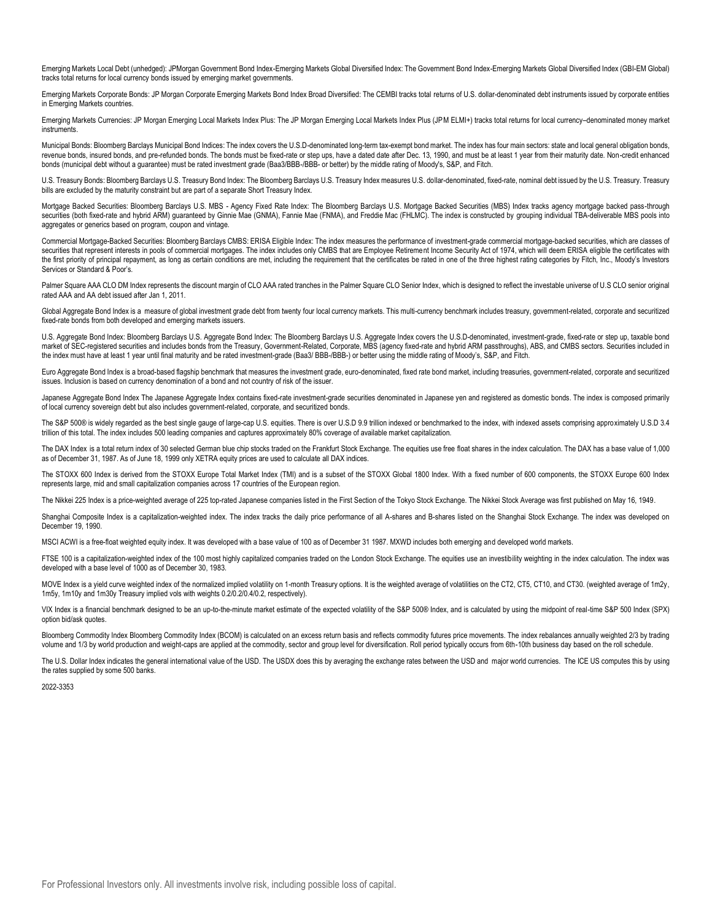Emerging Markets Local Debt (unhedged): JPMorgan Government Bond Index-Emerging Markets Global Diversified Index: The Government Bond Index-Emerging Markets Global Diversified Index (GBI-EM Global) tracks total returns for local currency bonds issued by emerging market governments.

Emerging Markets Corporate Bonds: JP Morgan Corporate Emerging Markets Bond Index Broad Diversified: The CEMBI tracks total returns of U.S. dollar-denominated debt instruments issued by corporate entities in Emerging Markets countries.

Emerging Markets Currencies: JP Morgan Emerging Local Markets Index Plus: The JP Morgan Emerging Local Markets Index Plus (JPM ELMI+) tracks total returns for local currency–denominated money market instruments.

Municipal Bonds: Bloomberg Barclays Municipal Bond Indices: The index covers the U.S.D-denominated long-term tax-exempt bond market. The index has four main sectors: state and local general obligation bonds, revenue bonds, insured bonds, and pre-refunded bonds. The bonds must be fixed-rate or step ups, have a dated date after Dec. 13, 1990, and must be at least 1 year from their maturity date. Non-credit enhanced bonds (municipal debt without a guarantee) must be rated investment grade (Baa3/BBB-/BBB- or better) by the middle rating of Moody's, S&P, and Fitch.

U.S. Treasury Bonds: Bloomberg Barclays U.S. Treasury Bond Index: The Bloomberg Barclays U.S. Treasury Index measures U.S. dollar-denominated, fixed-rate, nominal debt issued by the U.S. Treasury. Treasury bills are excluded by the maturity constraint but are part of a separate Short Treasury Index.

Mortgage Backed Securities: Bloomberg Barclays U.S. MBS - Agency Fixed Rate Index: The Bloomberg Barclays U.S. Mortgage Backed Securities (MBS) Index tracks agency mortgage backed pass-through securities (both fixed-rate and hybrid ARM) guaranteed by Ginnie Mae (GNMA), Fannie Mae (FNMA), and Freddie Mac (FHLMC). The index is constructed by grouping individual TBA-deliverable MBS pools into aggregates or generics based on program, coupon and vintage.

Commercial Mortgage-Backed Securities: Bloomberg Barclays CMBS: ERISA Eligible Index: The index measures the performance of investment-grade commercial mortgage-backed securities, which are classes of securities that represent interests in pools of commercial mortgages. The index includes only CMBS that are Employee Retirement Income Security Act of 1974, which will deem ERISA eligible the certificates with the first priority of principal repayment, as long as certain conditions are met, including the requirement that the certificates be rated in one of the three highest rating categories by Fitch, Inc., Moody's Investors Services or Standard & Poor's.

Palmer Square AAA CLO DM Index represents the discount margin of CLO AAA rated tranches in the Palmer Square CLO Senior Index, which is designed to reflect the investable universe of U.S CLO senior original rated AAA and AA debt issued after Jan 1, 2011.

Global Aggregate Bond Index is a measure of global investment grade debt from twenty four local currency markets. This multi-currency benchmark includes treasury, government-related, corporate and securitized fixed-rate bonds from both developed and emerging markets issuers.

U.S. Aggregate Bond Index: Bloomberg Barclays U.S. Aggregate Bond Index: The Bloomberg Barclays U.S. Aggregate Index covers the U.S.D-denominated, investment-grade, fixed-rate or step up, taxable bond market of SEC-registered securities and includes bonds from the Treasury, Government-Related, Corporate, MBS (agency fixed-rate and hybrid ARM passthroughs), ABS, and CMBS sectors. Securities included in the index must have at least 1 year until final maturity and be rated investment-grade (Baa3/ BBB-/BBB-) or better using the middle rating of Moody's, S&P, and Fitch.

Euro Aggregate Bond Index is a broad-based flagship benchmark that measures the investment grade, euro-denominated, fixed rate bond market, including treasuries, government-related, corporate and securitized issues. Inclusion is based on currency denomination of a bond and not country of risk of the issuer.

Japanese Aggregate Bond Index The Japanese Aggregate Index contains fixed-rate investment-grade securities denominated in Japanese yen and registered as domestic bonds. The index is composed primarily of local currency sovereign debt but also includes government-related, corporate, and securitized bonds.

The S&P 500® is widely regarded as the best single gauge of large-cap U.S. equities. There is over U.S.D 9.9 trillion indexed or benchmarked to the index, with indexed assets comprising approximately U.S.D 3.4 trillion of this total. The index includes 500 leading companies and captures approximately 80% coverage of available market capitalization.

The DAX Index is a total return index of 30 selected German blue chip stocks traded on the Frankfurt Stock Exchange. The equities use free float shares in the index calculation. The DAX has a base value of 1,000 as of December 31, 1987. As of June 18, 1999 only XETRA equity prices are used to calculate all DAX indices.

The STOXX 600 Index is derived from the STOXX Europe Total Market Index (TMI) and is a subset of the STOXX Global 1800 Index. With a fixed number of 600 components, the STOXX Europe 600 Index represents large, mid and small capitalization companies across 17 countries of the European region.

The Nikkei 225 Index is a price-weighted average of 225 top-rated Japanese companies listed in the First Section of the Tokyo Stock Exchange. The Nikkei Stock Average was first published on May 16, 1949.

Shanghai Composite Index is a capitalization-weighted index. The index tracks the daily price performance of all A-shares and B-shares listed on the Shanghai Stock Exchange. The index was developed on December 19, 1990.

MSCI ACWI is a free-float weighted equity index. It was developed with a base value of 100 as of December 31 1987. MXWD includes both emerging and developed world markets.

FTSE 100 is a capitalization-weighted index of the 100 most highly capitalized companies traded on the London Stock Exchange. The equities use an investibility weighting in the index calculation. The index was developed with a base level of 1000 as of December 30, 1983.

MOVE Index is a yield curve weighted index of the normalized implied volatility on 1-month Treasury options. It is the weighted average of volatilities on the CT2, CT5, CT10, and CT30. (weighted average of 1m2y, 1m5y, 1m10y and 1m30y Treasury implied vols with weights 0.2/0.2/0.4/0.2, respectively).

VIX Index is a financial benchmark designed to be an up-to-the-minute market estimate of the expected volatility of the S&P 500® Index, and is calculated by using the midpoint of real-time S&P 500 Index (SPX) option bid/ask quotes.

Bloomberg Commodity Index Bloomberg Commodity Index (BCOM) is calculated on an excess return basis and reflects commodity futures price movements. The index rebalances annually weighted 2/3 by trading volume and 1/3 by world production and weight-caps are applied at the commodity, sector and group level for diversification. Roll period typically occurs from 6th-10th business day based on the roll schedule.

The U.S. Dollar Index indicates the general international value of the USD. The USDX does this by averaging the exchange rates between the USD and major world currencies. The ICE US computes this by using the rates supplied by some 500 banks.

2022-3353

For Professional Investors only. All investments involve risk, including possible loss of capital.